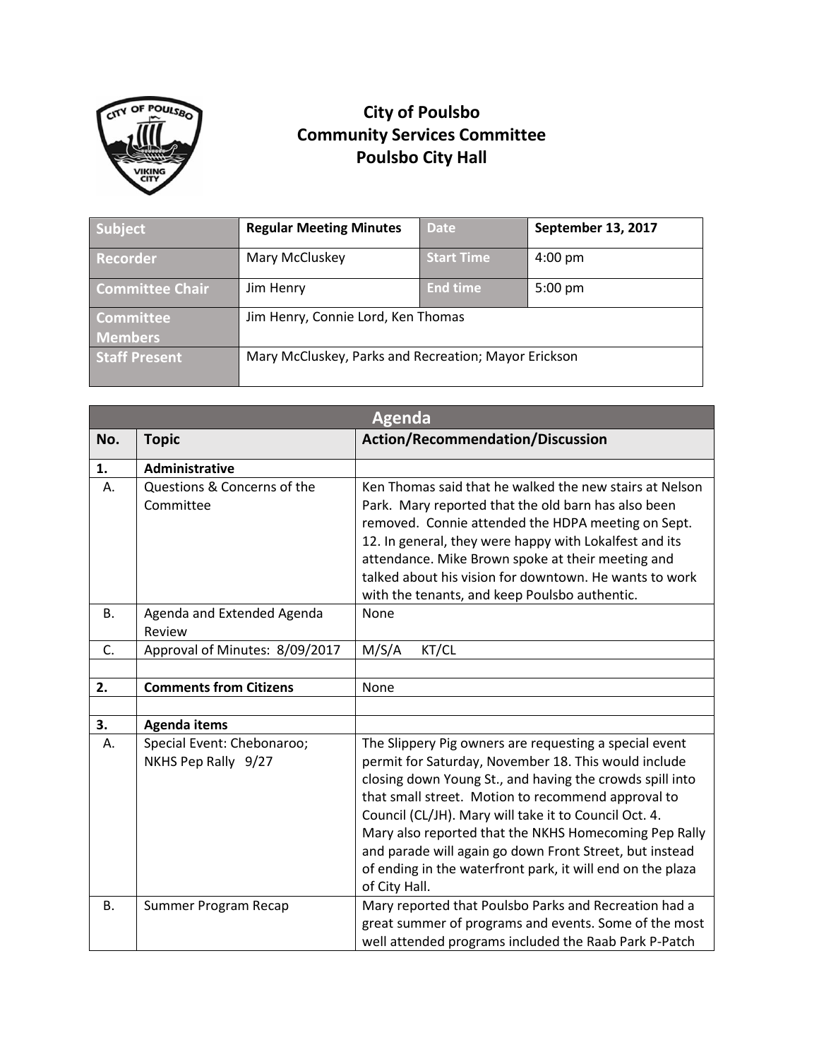# City of Poulsbo
## Community Services Committee
## Poulsbo City Hall

| Subject | Regular Meeting Minutes | Date | September 13, 2017 |
|---|---|---|---|
| Recorder | Mary McCluskey | Start Time | 4:00 pm |
| Committee Chair | Jim Henry | End time | 5:00 pm |
| Committee Members | Jim Henry, Connie Lord, Ken Thomas | | |
| Staff Present | Mary McCluskey, Parks and Recreation; Mayor Erickson | | |

| Agenda | | |
|---|---|---|
| **No.** | **Topic** | **Action/Recommendation/Discussion** |
| **1.** | **Administrative** | |
| A. | Questions & Concerns of the Committee | Ken Thomas said that he walked the new stairs at Nelson Park. Mary reported that the old barn has also been removed. Connie attended the HDPA meeting on Sept. 12. In general, they were happy with Lokalfest and its attendance. Mike Brown spoke at their meeting and talked about his vision for downtown. He wants to work with the tenants, and keep Poulsbo authentic. |
| B. | Agenda and Extended Agenda Review | None |
| C. | Approval of Minutes: 8/09/2017 | M/S/A KT/CL |
| | | |
| **2.** | **Comments from Citizens** | None |
| | | |
| **3.** | **Agenda items** | |
| A. | Special Event: Chebonaroo; NKHS Pep Rally 9/27 | The Slippery Pig owners are requesting a special event permit for Saturday, November 18. This would include closing down Young St., and having the crowds spill into that small street. Motion to recommend approval to Council (CL/JH). Mary will take it to Council Oct. 4. Mary also reported that the NKHS Homecoming Pep Rally and parade will again go down Front Street, but instead of ending in the waterfront park, it will end on the plaza of City Hall. |
| B. | Summer Program Recap | Mary reported that Poulsbo Parks and Recreation had a great summer of programs and events. Some of the most well attended programs included the Raab Park P-Patch |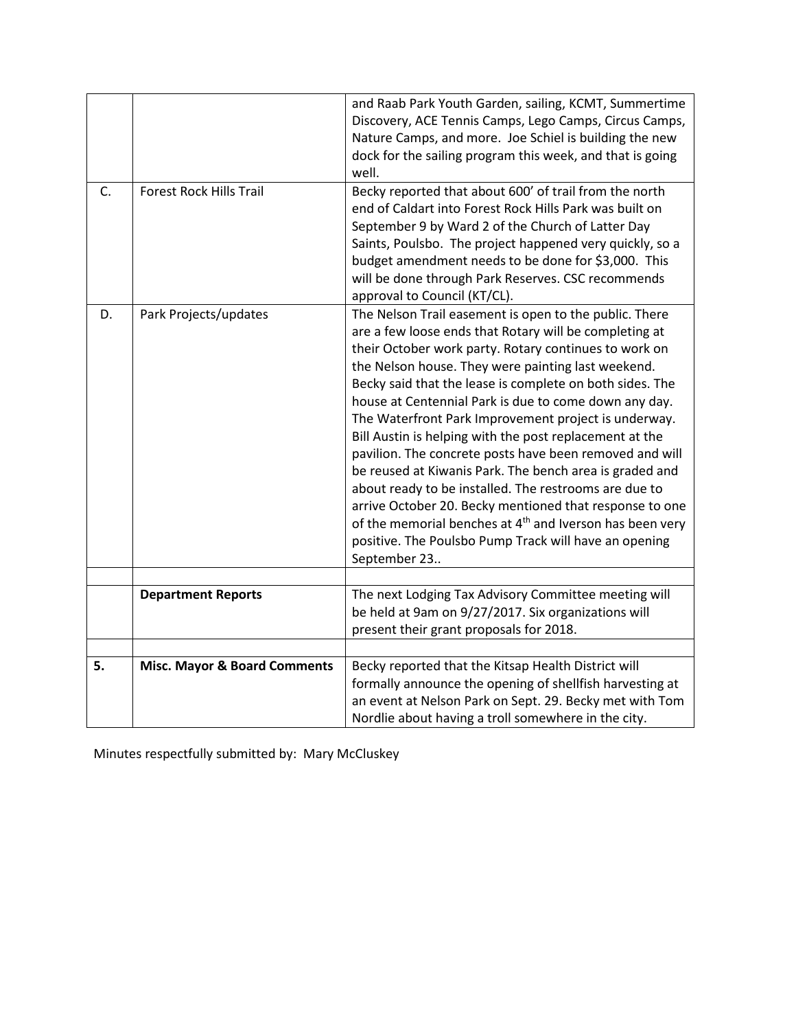| | | |
|---|---|---|
| | | and Raab Park Youth Garden, sailing, KCMT, Summertime Discovery, ACE Tennis Camps, Lego Camps, Circus Camps, Nature Camps, and more. Joe Schiel is building the new dock for the sailing program this week, and that is going well. |
| C. | Forest Rock Hills Trail | Becky reported that about 600' of trail from the north end of Caldart into Forest Rock Hills Park was built on September 9 by Ward 2 of the Church of Latter Day Saints, Poulsbo. The project happened very quickly, so a budget amendment needs to be done for $3,000. This will be done through Park Reserves. CSC recommends approval to Council (KT/CL). |
| D. | Park Projects/updates | The Nelson Trail easement is open to the public. There are a few loose ends that Rotary will be completing at their October work party. Rotary continues to work on the Nelson house. They were painting last weekend. Becky said that the lease is complete on both sides. The house at Centennial Park is due to come down any day. The Waterfront Park Improvement project is underway. Bill Austin is helping with the post replacement at the pavilion. The concrete posts have been removed and will be reused at Kiwanis Park. The bench area is graded and about ready to be installed. The restrooms are due to arrive October 20. Becky mentioned that response to one of the memorial benches at 4th and Iverson has been very positive. The Poulsbo Pump Track will have an opening September 23.. |
| | | |
| | **Department Reports** | The next Lodging Tax Advisory Committee meeting will be held at 9am on 9/27/2017. Six organizations will present their grant proposals for 2018. |
| | | |
| **5.** | **Misc. Mayor & Board Comments** | Becky reported that the Kitsap Health District will formally announce the opening of shellfish harvesting at an event at Nelson Park on Sept. 29. Becky met with Tom Nordlie about having a troll somewhere in the city. |

Minutes respectfully submitted by: Mary McCluskey